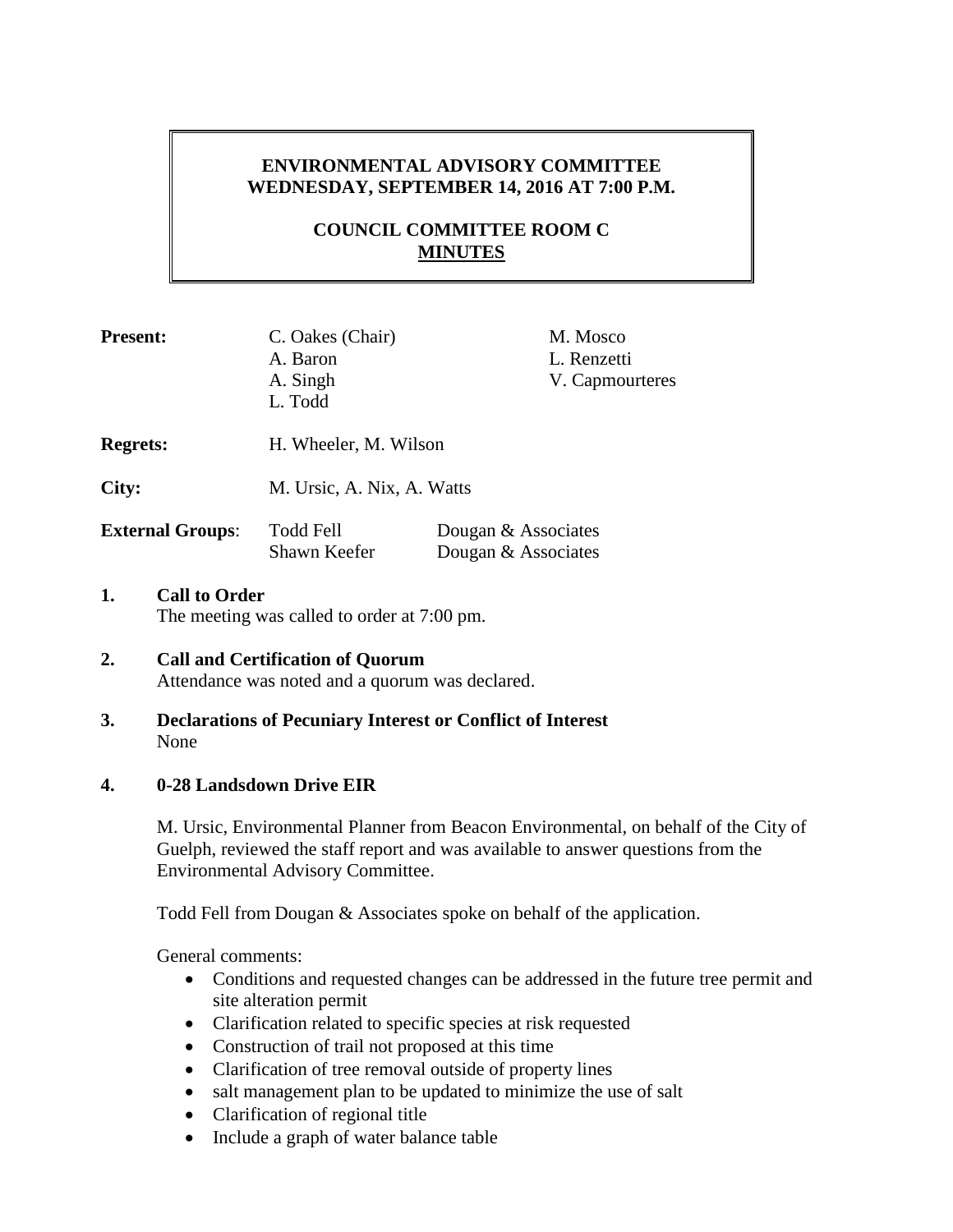**ENVIRONMENTAL ADVISORY COMMITTEE**
**WEDNESDAY, SEPTEMBER 14, 2016 AT 7:00 P.M.**

**COUNCIL COMMITTEE ROOM C**
**MINUTES**

| | | |
|---|---|---|
| **Present:** | C. Oakes (Chair)<br>A. Baron<br>A. Singh<br>L. Todd | M. Mosco<br>L. Renzetti<br>V. Capmourteres |
| **Regrets:** | H. Wheeler, M. Wilson | |
| **City:** | M. Ursic, A. Nix, A. Watts | |
| **External Groups**: | Todd Fell<br>Shawn Keefer | Dougan & Associates<br>Dougan & Associates |

**1. Call to Order**
The meeting was called to order at 7:00 pm.

**2. Call and Certification of Quorum**
Attendance was noted and a quorum was declared.

**3. Declarations of Pecuniary Interest or Conflict of Interest**
None

**4. 0-28 Landsdown Drive EIR**

M. Ursic, Environmental Planner from Beacon Environmental, on behalf of the City of Guelph, reviewed the staff report and was available to answer questions from the Environmental Advisory Committee.

Todd Fell from Dougan & Associates spoke on behalf of the application.

General comments:

- Conditions and requested changes can be addressed in the future tree permit and site alteration permit
- Clarification related to specific species at risk requested
- Construction of trail not proposed at this time
- Clarification of tree removal outside of property lines
- salt management plan to be updated to minimize the use of salt
- Clarification of regional title
- Include a graph of water balance table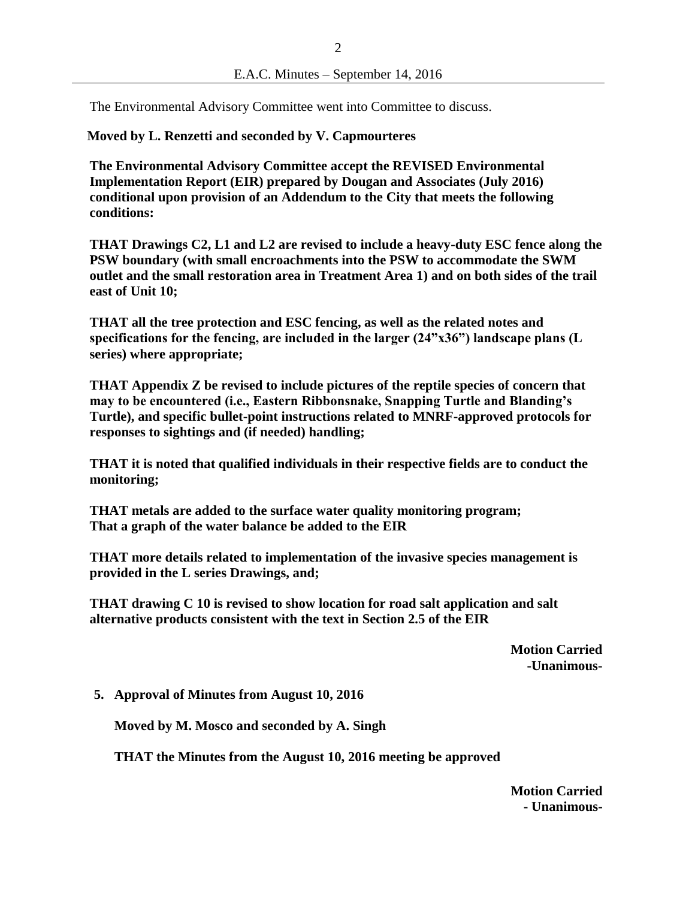The Environmental Advisory Committee went into Committee to discuss.

**Moved by L. Renzetti and seconded by V. Capmourteres**

**The Environmental Advisory Committee accept the REVISED Environmental Implementation Report (EIR) prepared by Dougan and Associates (July 2016) conditional upon provision of an Addendum to the City that meets the following conditions:**

**THAT Drawings C2, L1 and L2 are revised to include a heavy-duty ESC fence along the PSW boundary (with small encroachments into the PSW to accommodate the SWM outlet and the small restoration area in Treatment Area 1) and on both sides of the trail east of Unit 10;**

**THAT all the tree protection and ESC fencing, as well as the related notes and specifications for the fencing, are included in the larger (24"x36") landscape plans (L series) where appropriate;**

**THAT Appendix Z be revised to include pictures of the reptile species of concern that may to be encountered (i.e., Eastern Ribbonsnake, Snapping Turtle and Blanding's Turtle), and specific bullet-point instructions related to MNRF-approved protocols for responses to sightings and (if needed) handling;**

**THAT it is noted that qualified individuals in their respective fields are to conduct the monitoring;**

**THAT metals are added to the surface water quality monitoring program;**
**That a graph of the water balance be added to the EIR**

**THAT more details related to implementation of the invasive species management is provided in the L series Drawings, and;**

**THAT drawing C 10 is revised to show location for road salt application and salt alternative products consistent with the text in Section 2.5 of the EIR**

**Motion Carried**
**-Unanimous-**

**5. Approval of Minutes from August 10, 2016**

**Moved by M. Mosco and seconded by A. Singh**

**THAT the Minutes from the August 10, 2016 meeting be approved**

**Motion Carried**
**- Unanimous-**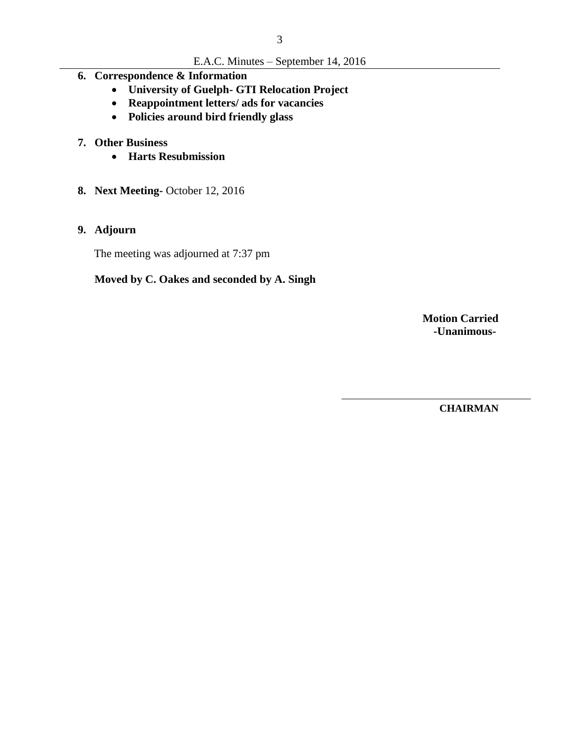6. **Correspondence & Information**
   - **University of Guelph- GTI Relocation Project**
   - **Reappointment letters/ ads for vacancies**
   - **Policies around bird friendly glass**

7. **Other Business**
   - **Harts Resubmission**

8. **Next Meeting-** October 12, 2016

9. **Adjourn**

   The meeting was adjourned at 7:37 pm

   **Moved by C. Oakes and seconded by A. Singh**

**Motion Carried**
**-Unanimous-**

**CHAIRMAN**